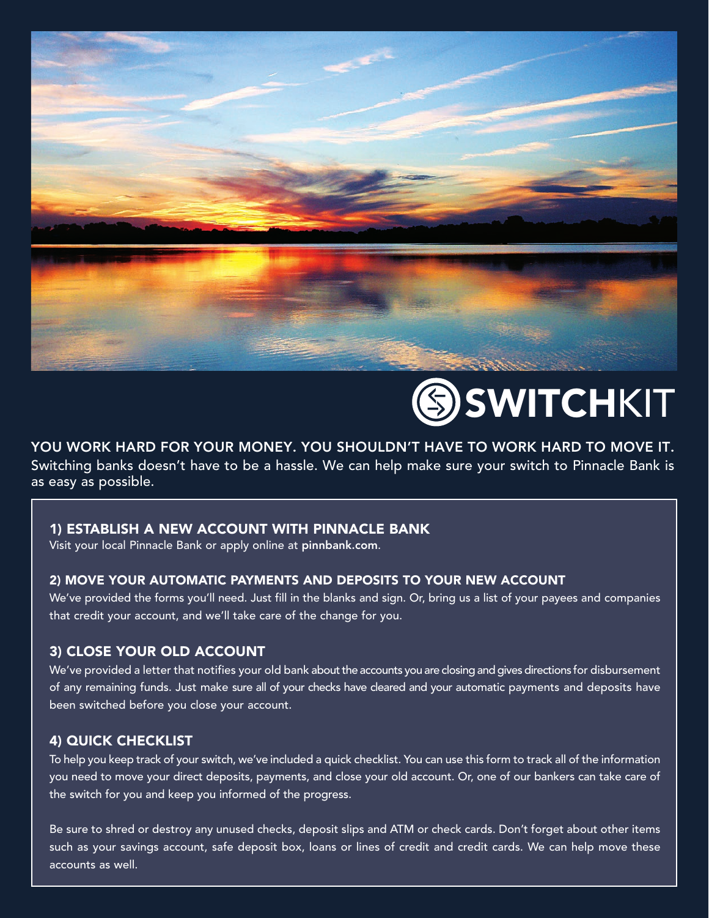# SWITCHKIT

## YOU WORK HARD FOR YOUR MONEY. YOU SHOULDN'T HAVE TO WORK HARD TO MOVE IT.

Switching banks doesn't have to be a hassle. We can help make sure your switch to Pinnacle Bank is as easy as possible.

### 1) ESTABLISH A NEW ACCOUNT WITH PINNACLE BANK

Visit your local Pinnacle Bank or apply online at **pinnbank.com**.

### 2) MOVE YOUR AUTOMATIC PAYMENTS AND DEPOSITS TO YOUR NEW ACCOUNT

We've provided the forms you'll need. Just fill in the blanks and sign. Or, bring us a list of your payees and companies that credit your account, and we'll take care of the change for you.

### 3) CLOSE YOUR OLD ACCOUNT

We've provided a letter that notifies your old bank about the accounts you are closing and gives directions for disbursement of any remaining funds. Just make sure all of your checks have cleared and your automatic payments and deposits have been switched before you close your account.

### 4) QUICK CHECKLIST

To help you keep track of your switch, we've included a quick checklist. You can use this form to track all of the information you need to move your direct deposits, payments, and close your old account. Or, one of our bankers can take care of the switch for you and keep you informed of the progress.

Be sure to shred or destroy any unused checks, deposit slips and ATM or check cards. Don't forget about other items such as your savings account, safe deposit box, loans or lines of credit and credit cards. We can help move these accounts as well.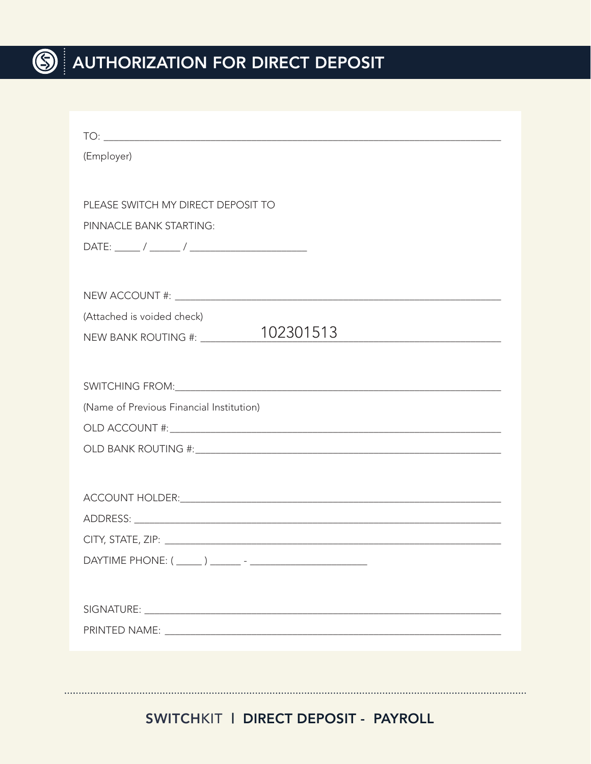# AUTHORIZATION FOR DIRECT DEPOSIT

TO: ___________________________________________________________________________

(Employer)

PLEASE SWITCH MY DIRECT DEPOSIT TO

PINNACLE BANK STARTING:

DATE: _____ / ______ / ______________________

NEW ACCOUNT #: ______________________________________________________________

(Attached is voided check)

NEW BANK ROUTING #: 102301513

SWITCHING FROM:______________________________________________________________

(Name of Previous Financial Institution)

OLD ACCOUNT #:_______________________________________________________________

OLD BANK ROUTING #:__________________________________________________________

ACCOUNT HOLDER:______________________________________________________________

ADDRESS: ____________________________________________________________________

CITY, STATE, ZIP: ___________________________________________________________

DAYTIME PHONE: ( _____ ) ______ - ______________________

SIGNATURE: __________________________________________________________________

PRINTED NAME: _______________________________________________________________

SWITCHKIT | DIRECT DEPOSIT - PAYROLL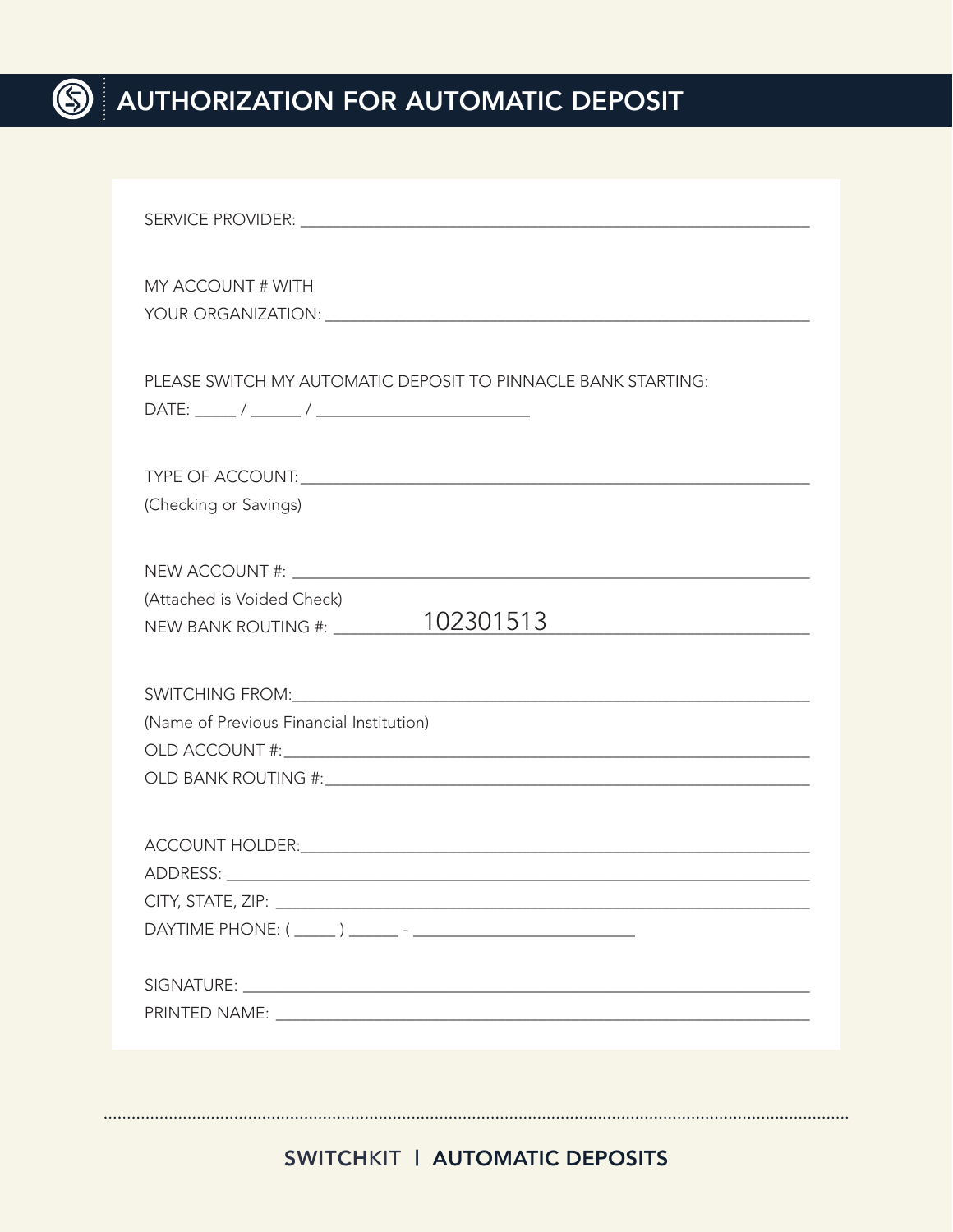# AUTHORIZATION FOR AUTOMATIC DEPOSIT

SERVICE PROVIDER: ______________________________________________

MY ACCOUNT # WITH
YOUR ORGANIZATION: ______________________________________________

PLEASE SWITCH MY AUTOMATIC DEPOSIT TO PINNACLE BANK STARTING:
DATE: _____ / ______ / ________________________

TYPE OF ACCOUNT: ______________________________________________
(Checking or Savings)

NEW ACCOUNT #: ______________________________________________
(Attached is Voided Check)
NEW BANK ROUTING #: 102301513

SWITCHING FROM: ______________________________________________
(Name of Previous Financial Institution)
OLD ACCOUNT #: ______________________________________________
OLD BANK ROUTING #: ______________________________________________

ACCOUNT HOLDER: ______________________________________________
ADDRESS: ______________________________________________
CITY, STATE, ZIP: ______________________________________________
DAYTIME PHONE: ( _____ ) ______ - ________________________

SIGNATURE: ______________________________________________
PRINTED NAME: ______________________________________________

SWITCHKIT | AUTOMATIC DEPOSITS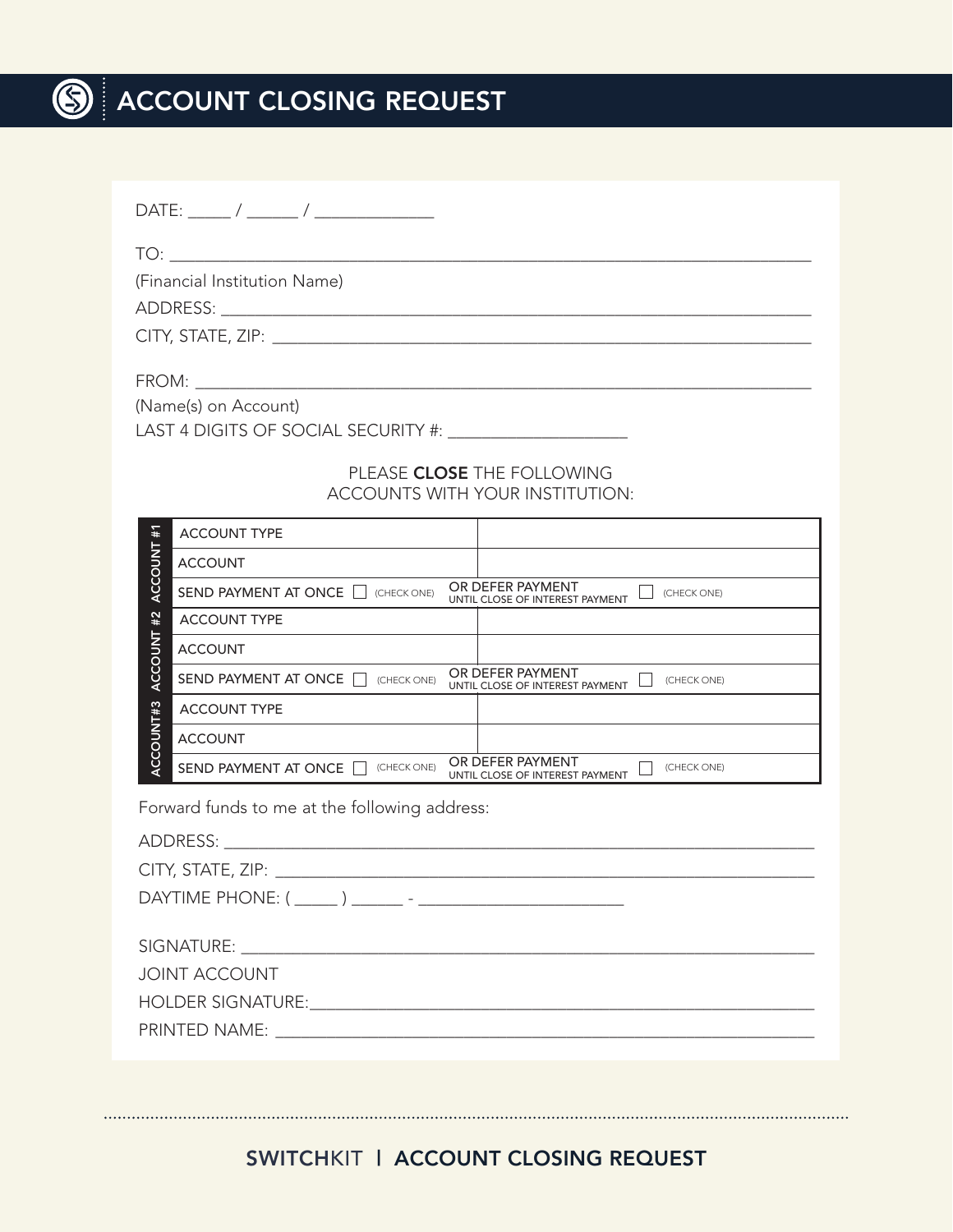# ACCOUNT CLOSING REQUEST

DATE: _____ / ______ / _____________

TO: ___________________________________________________________________________

(Financial Institution Name)

ADDRESS: ______________________________________________________________________

CITY, STATE, ZIP: _______________________________________________________________

FROM: _________________________________________________________________________

(Name(s) on Account)

LAST 4 DIGITS OF SOCIAL SECURITY #: ____________________

PLEASE **CLOSE** THE FOLLOWING
ACCOUNTS WITH YOUR INSTITUTION:

| | | |
|---|---|---|
| ACCOUNT #1 | ACCOUNT TYPE | |
| | ACCOUNT | |
| | SEND PAYMENT AT ONCE ☐ (CHECK ONE) | OR DEFER PAYMENT UNTIL CLOSE OF INTEREST PAYMENT ☐ (CHECK ONE) |
| ACCOUNT #2 | ACCOUNT TYPE | |
| | ACCOUNT | |
| | SEND PAYMENT AT ONCE ☐ (CHECK ONE) | OR DEFER PAYMENT UNTIL CLOSE OF INTEREST PAYMENT ☐ (CHECK ONE) |
| ACCOUNT#3 | ACCOUNT TYPE | |
| | ACCOUNT | |
| | SEND PAYMENT AT ONCE ☐ (CHECK ONE) | OR DEFER PAYMENT UNTIL CLOSE OF INTEREST PAYMENT ☐ (CHECK ONE) |

Forward funds to me at the following address:

ADDRESS: ______________________________________________________________________

CITY, STATE, ZIP: _______________________________________________________________

DAYTIME PHONE: ( _____ ) ______ - _______________________

SIGNATURE: ____________________________________________________________________

JOINT ACCOUNT

HOLDER SIGNATURE:_______________________________________________________________

PRINTED NAME: __________________________________________________________________

SWITCHKIT | **ACCOUNT CLOSING REQUEST**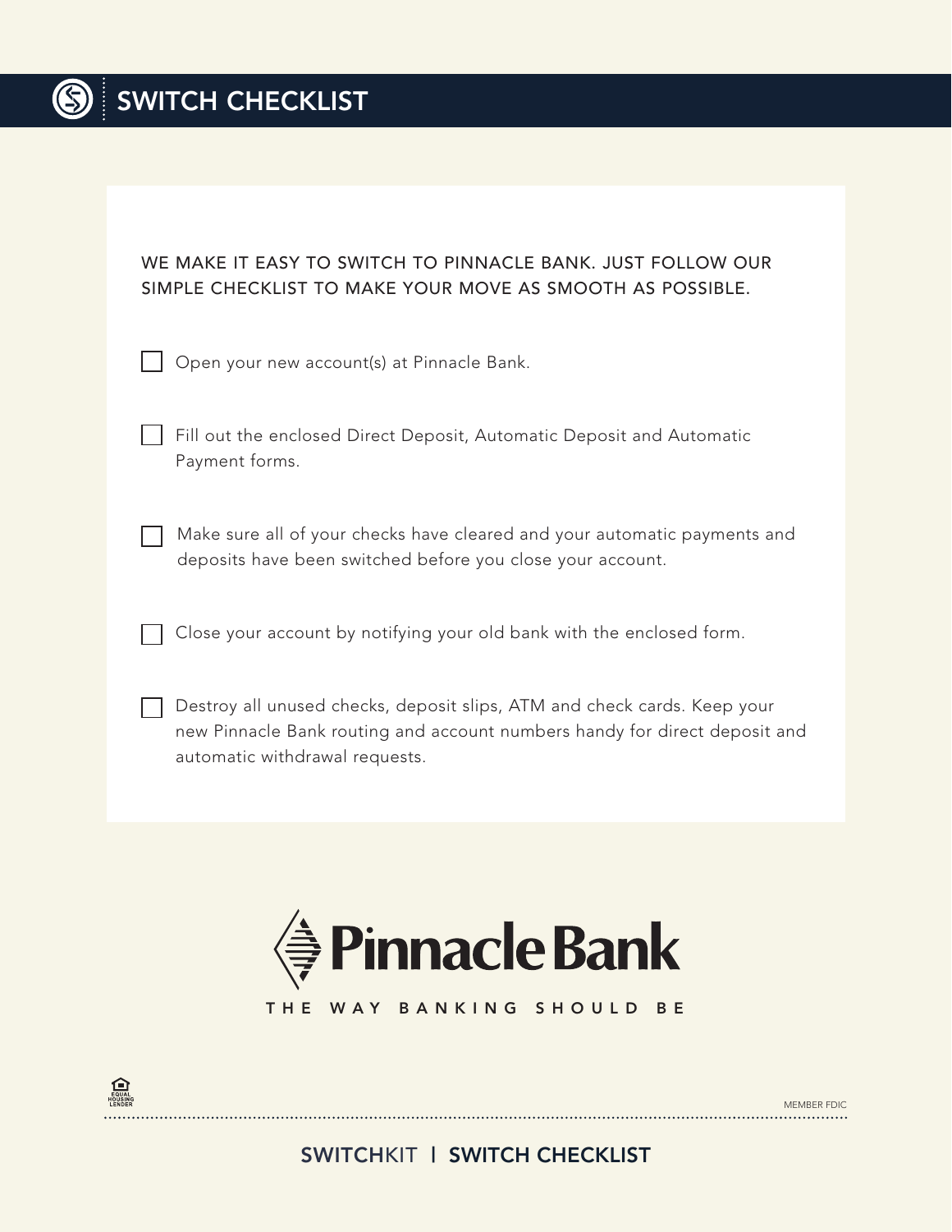# SWITCH CHECKLIST

WE MAKE IT EASY TO SWITCH TO PINNACLE BANK. JUST FOLLOW OUR SIMPLE CHECKLIST TO MAKE YOUR MOVE AS SMOOTH AS POSSIBLE.

- [ ] Open your new account(s) at Pinnacle Bank.
- [ ] Fill out the enclosed Direct Deposit, Automatic Deposit and Automatic Payment forms.
- [ ] Make sure all of your checks have cleared and your automatic payments and deposits have been switched before you close your account.
- [ ] Close your account by notifying your old bank with the enclosed form.
- [ ] Destroy all unused checks, deposit slips, ATM and check cards. Keep your new Pinnacle Bank routing and account numbers handy for direct deposit and automatic withdrawal requests.

Pinnacle Bank

THE WAY BANKING SHOULD BE

EQUAL HOUSING LENDER

MEMBER FDIC

SWITCHKIT | SWITCH CHECKLIST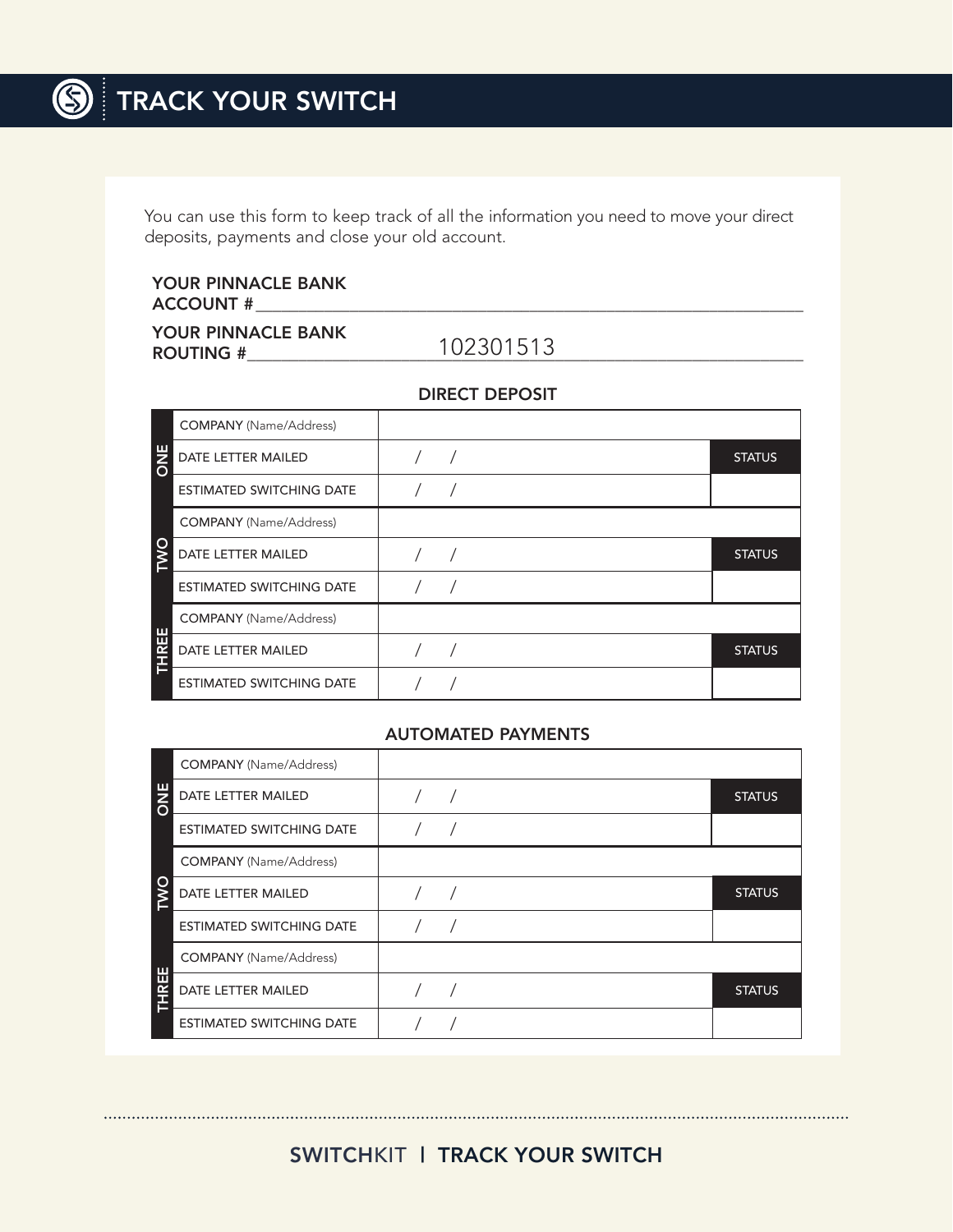# TRACK YOUR SWITCH

You can use this form to keep track of all the information you need to move your direct deposits, payments and close your old account.

**YOUR PINNACLE BANK ACCOUNT #** ____________________

**YOUR PINNACLE BANK ROUTING #** 102301513

## DIRECT DEPOSIT

| | | | |
|---|---|---|---|
| ONE | COMPANY (Name/Address) | | |
| | DATE LETTER MAILED | / / | STATUS |
| | ESTIMATED SWITCHING DATE | / / | |
| TWO | COMPANY (Name/Address) | | |
| | DATE LETTER MAILED | / / | STATUS |
| | ESTIMATED SWITCHING DATE | / / | |
| THREE | COMPANY (Name/Address) | | |
| | DATE LETTER MAILED | / / | STATUS |
| | ESTIMATED SWITCHING DATE | / / | |

## AUTOMATED PAYMENTS

| | | | |
|---|---|---|---|
| ONE | COMPANY (Name/Address) | | |
| | DATE LETTER MAILED | / / | STATUS |
| | ESTIMATED SWITCHING DATE | / / | |
| TWO | COMPANY (Name/Address) | | |
| | DATE LETTER MAILED | / / | STATUS |
| | ESTIMATED SWITCHING DATE | / / | |
| THREE | COMPANY (Name/Address) | | |
| | DATE LETTER MAILED | / / | STATUS |
| | ESTIMATED SWITCHING DATE | / / | |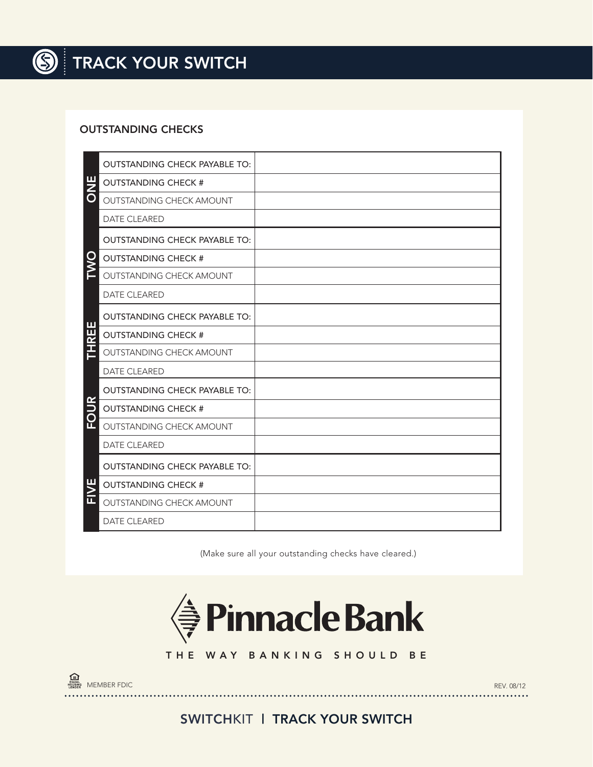# TRACK YOUR SWITCH

## OUTSTANDING CHECKS

| | | |
|---|---|---|
| ONE | OUTSTANDING CHECK PAYABLE TO: | |
| | OUTSTANDING CHECK # | |
| | OUTSTANDING CHECK AMOUNT | |
| | DATE CLEARED | |
| TWO | OUTSTANDING CHECK PAYABLE TO: | |
| | OUTSTANDING CHECK # | |
| | OUTSTANDING CHECK AMOUNT | |
| | DATE CLEARED | |
| THREE | OUTSTANDING CHECK PAYABLE TO: | |
| | OUTSTANDING CHECK # | |
| | OUTSTANDING CHECK AMOUNT | |
| | DATE CLEARED | |
| FOUR | OUTSTANDING CHECK PAYABLE TO: | |
| | OUTSTANDING CHECK # | |
| | OUTSTANDING CHECK AMOUNT | |
| | DATE CLEARED | |
| FIVE | OUTSTANDING CHECK PAYABLE TO: | |
| | OUTSTANDING CHECK # | |
| | OUTSTANDING CHECK AMOUNT | |
| | DATE CLEARED | |

(Make sure all your outstanding checks have cleared.)

Pinnacle Bank

THE WAY BANKING SHOULD BE

EQUAL HOUSING LENDER MEMBER FDIC

REV. 08/12

SWITCHKIT | TRACK YOUR SWITCH